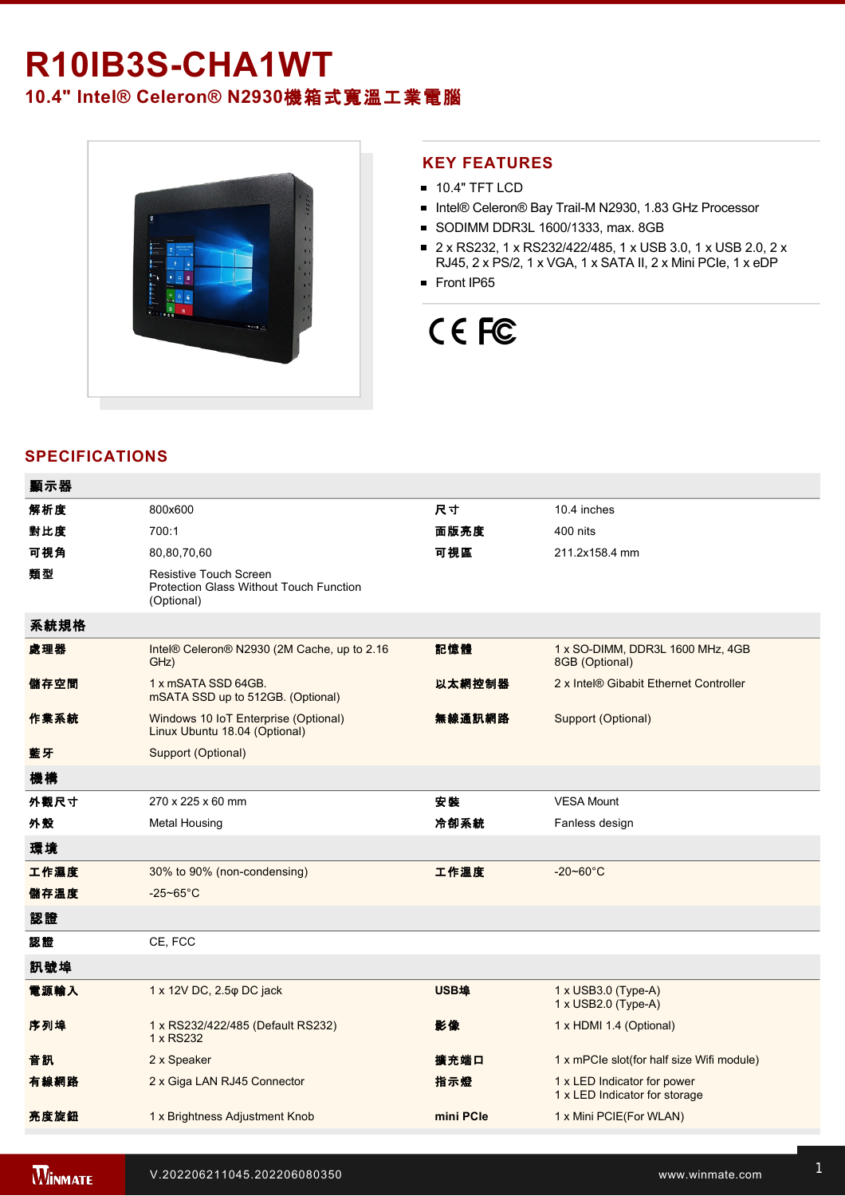# R10IB3S-CHA1WT

## 10.4" Intel® Celeron® N2930機箱式寬溫工業電腦

## KEY FEATURES

- 10.4" TFT LCD
- Intel® Celeron® Bay Trail-M N2930, 1.83 GHz Processor
- SODIMM DDR3L 1600/1333, max. 8GB
- 2 x RS232, 1 x RS232/422/485, 1 x USB 3.0, 1 x USB 2.0, 2 x RJ45, 2 x PS/2, 1 x VGA, 1 x SATA II, 2 x Mini PCIe, 1 x eDP
- Front IP65

## SPECIFICATIONS

| 顯示器 | | | |
|---|---|---|---|
| 解析度 | 800x600 | 尺寸 | 10.4 inches |
| 對比度 | 700:1 | 面版亮度 | 400 nits |
| 可視角 | 80,80,70,60 | 可視區 | 211.2x158.4 mm |
| 類型 | Resistive Touch Screen<br>Protection Glass Without Touch Function (Optional) | | |
| **系統規格** | | | |
| 處理器 | Intel® Celeron® N2930 (2M Cache, up to 2.16 GHz) | 記憶體 | 1 x SO-DIMM, DDR3L 1600 MHz, 4GB<br>8GB (Optional) |
| 儲存空間 | 1 x mSATA SSD 64GB.<br>mSATA SSD up to 512GB. (Optional) | 以太網控制器 | 2 x Intel® Gibabit Ethernet Controller |
| 作業系統 | Windows 10 IoT Enterprise (Optional)<br>Linux Ubuntu 18.04 (Optional) | 無線通訊網路 | Support (Optional) |
| 藍牙 | Support (Optional) | | |
| **機構** | | | |
| 外觀尺寸 | 270 x 225 x 60 mm | 安裝 | VESA Mount |
| 外殼 | Metal Housing | 冷卻系統 | Fanless design |
| **環境** | | | |
| 工作濕度 | 30% to 90% (non-condensing) | 工作溫度 | -20~60°C |
| 儲存溫度 | -25~65°C | | |
| **認證** | | | |
| 認證 | CE, FCC | | |
| **訊號埠** | | | |
| 電源輸入 | 1 x 12V DC, 2.5φ DC jack | USB埠 | 1 x USB3.0 (Type-A)<br>1 x USB2.0 (Type-A) |
| 序列埠 | 1 x RS232/422/485 (Default RS232)<br>1 x RS232 | 影像 | 1 x HDMI 1.4 (Optional) |
| 音訊 | 2 x Speaker | 擴充端口 | 1 x mPCIe slot(for half size Wifi module) |
| 有線網路 | 2 x Giga LAN RJ45 Connector | 指示燈 | 1 x LED Indicator for power<br>1 x LED Indicator for storage |
| 亮度旋鈕 | 1 x Brightness Adjustment Knob | mini PCIe | 1 x Mini PCIE(For WLAN) |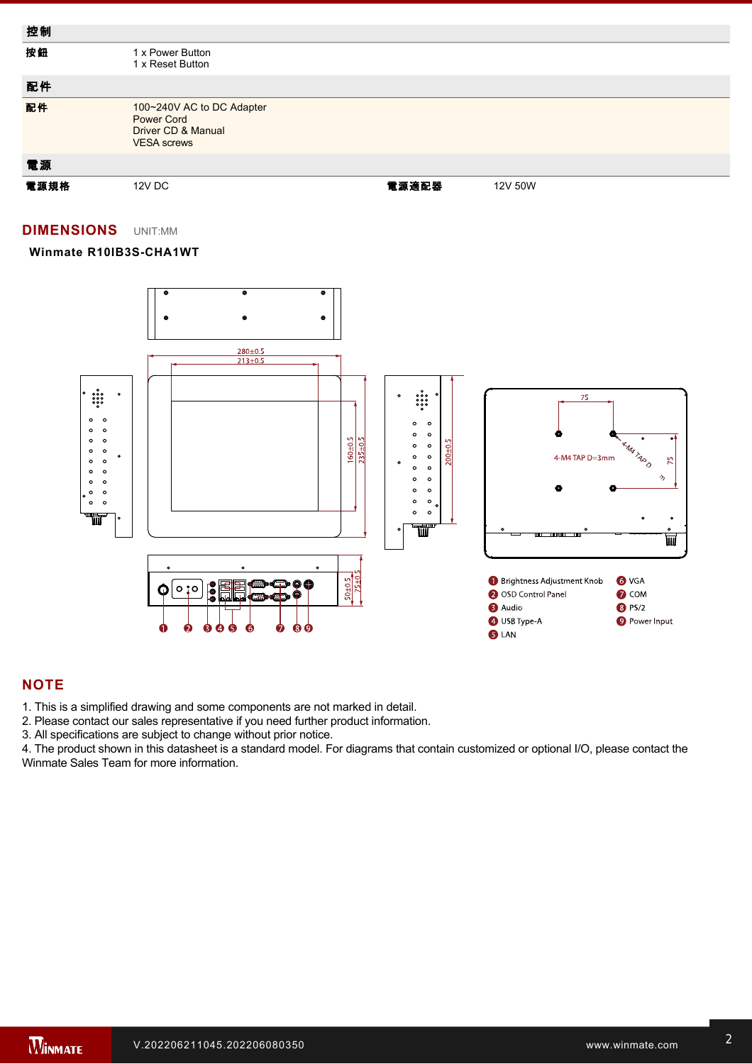| | |
|---|---|
| **控制** | |
| **按鈕** | 1 x Power Button<br>1 x Reset Button |
| **配件** | |
| **配件** | 100~240V AC to DC Adapter<br>Power Cord<br>Driver CD & Manual<br>VESA screws |

| | | | |
|---|---|---|---|
| **電源** | | | |
| **電源規格** | 12V DC | **電源適配器** | 12V 50W |

## DIMENSIONS UNIT:MM

**Winmate R10IB3S-CHA1WT**

280±0.5
213±0.5
160±0.5
235±0.5
200±0.5
50±0.5
75±0.5
75
4-M4 TAP D=3mm
4-M4 TAP D
75

1 Brightness Adjustment Knob
2 OSD Control Panel
3 Audio
4 USB Type-A
5 LAN
6 VGA
7 COM
8 PS/2
9 Power Input

## NOTE

1. This is a simplified drawing and some components are not marked in detail.
2. Please contact our sales representative if you need further product information.
3. All specifications are subject to change without prior notice.
4. The product shown in this datasheet is a standard model. For diagrams that contain customized or optional I/O, please contact the Winmate Sales Team for more information.